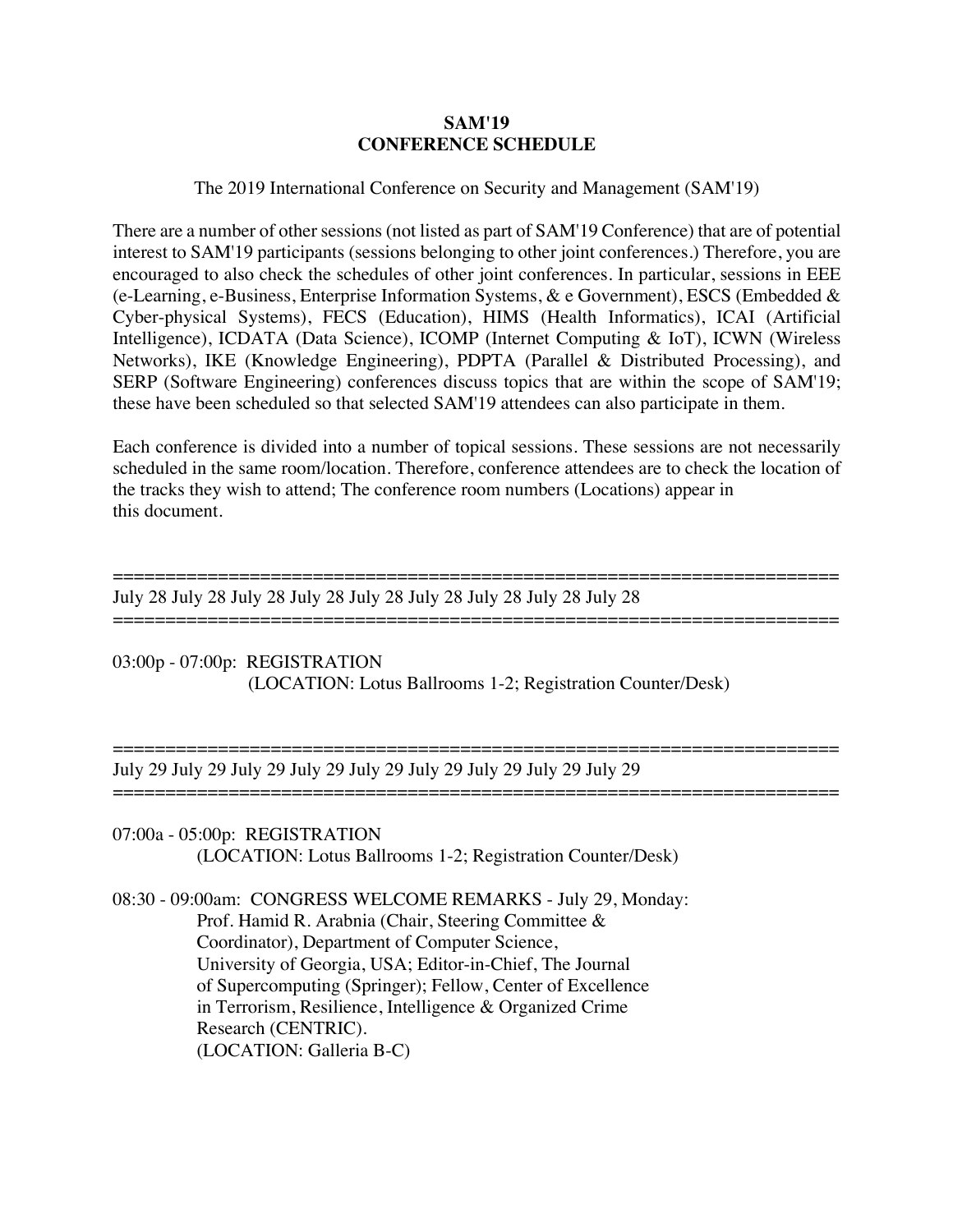**SAM'19**
**CONFERENCE SCHEDULE**

The 2019 International Conference on Security and Management (SAM'19)

There are a number of other sessions (not listed as part of SAM'19 Conference) that are of potential interest to SAM'19 participants (sessions belonging to other joint conferences.) Therefore, you are encouraged to also check the schedules of other joint conferences. In particular, sessions in EEE (e-Learning, e-Business, Enterprise Information Systems, & e Government), ESCS (Embedded & Cyber-physical Systems), FECS (Education), HIMS (Health Informatics), ICAI (Artificial Intelligence), ICDATA (Data Science), ICOMP (Internet Computing & IoT), ICWN (Wireless Networks), IKE (Knowledge Engineering), PDPTA (Parallel & Distributed Processing), and SERP (Software Engineering) conferences discuss topics that are within the scope of SAM'19; these have been scheduled so that selected SAM'19 attendees can also participate in them.

Each conference is divided into a number of topical sessions. These sessions are not necessarily scheduled in the same room/location. Therefore, conference attendees are to check the location of the tracks they wish to attend; The conference room numbers (Locations) appear in this document.

======================================================================
July 28 July 28 July 28 July 28 July 28 July 28 July 28 July 28 July 28
======================================================================

03:00p - 07:00p: REGISTRATION
(LOCATION: Lotus Ballrooms 1-2; Registration Counter/Desk)

======================================================================
July 29 July 29 July 29 July 29 July 29 July 29 July 29 July 29 July 29
======================================================================

07:00a - 05:00p: REGISTRATION
(LOCATION: Lotus Ballrooms 1-2; Registration Counter/Desk)

08:30 - 09:00am: CONGRESS WELCOME REMARKS - July 29, Monday:
Prof. Hamid R. Arabnia (Chair, Steering Committee & Coordinator), Department of Computer Science, University of Georgia, USA; Editor-in-Chief, The Journal of Supercomputing (Springer); Fellow, Center of Excellence in Terrorism, Resilience, Intelligence & Organized Crime Research (CENTRIC).
(LOCATION: Galleria B-C)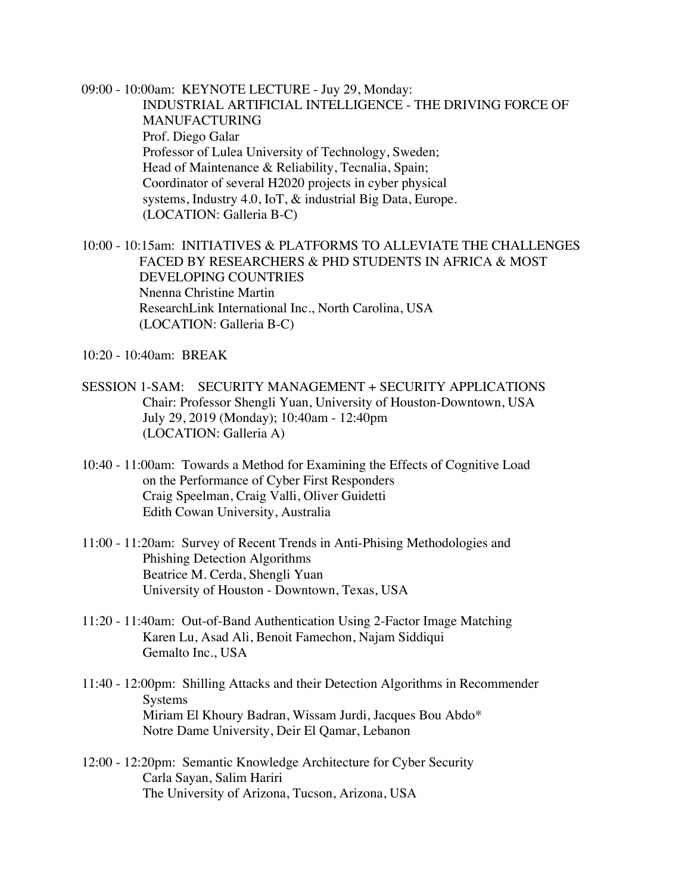09:00 - 10:00am: KEYNOTE LECTURE - Juy 29, Monday:
INDUSTRIAL ARTIFICIAL INTELLIGENCE - THE DRIVING FORCE OF MANUFACTURING
Prof. Diego Galar
Professor of Lulea University of Technology, Sweden;
Head of Maintenance & Reliability, Tecnalia, Spain;
Coordinator of several H2020 projects in cyber physical systems, Industry 4.0, IoT, & industrial Big Data, Europe.
(LOCATION: Galleria B-C)

10:00 - 10:15am: INITIATIVES & PLATFORMS TO ALLEVIATE THE CHALLENGES FACED BY RESEARCHERS & PHD STUDENTS IN AFRICA & MOST DEVELOPING COUNTRIES
Nnenna Christine Martin
ResearchLink International Inc., North Carolina, USA
(LOCATION: Galleria B-C)

10:20 - 10:40am: BREAK

SESSION 1-SAM: SECURITY MANAGEMENT + SECURITY APPLICATIONS
Chair: Professor Shengli Yuan, University of Houston-Downtown, USA
July 29, 2019 (Monday); 10:40am - 12:40pm
(LOCATION: Galleria A)

10:40 - 11:00am: Towards a Method for Examining the Effects of Cognitive Load on the Performance of Cyber First Responders
Craig Speelman, Craig Valli, Oliver Guidetti
Edith Cowan University, Australia

11:00 - 11:20am: Survey of Recent Trends in Anti-Phising Methodologies and Phishing Detection Algorithms
Beatrice M. Cerda, Shengli Yuan
University of Houston - Downtown, Texas, USA

11:20 - 11:40am: Out-of-Band Authentication Using 2-Factor Image Matching
Karen Lu, Asad Ali, Benoit Famechon, Najam Siddiqui
Gemalto Inc., USA

11:40 - 12:00pm: Shilling Attacks and their Detection Algorithms in Recommender Systems
Miriam El Khoury Badran, Wissam Jurdi, Jacques Bou Abdo*
Notre Dame University, Deir El Qamar, Lebanon

12:00 - 12:20pm: Semantic Knowledge Architecture for Cyber Security
Carla Sayan, Salim Hariri
The University of Arizona, Tucson, Arizona, USA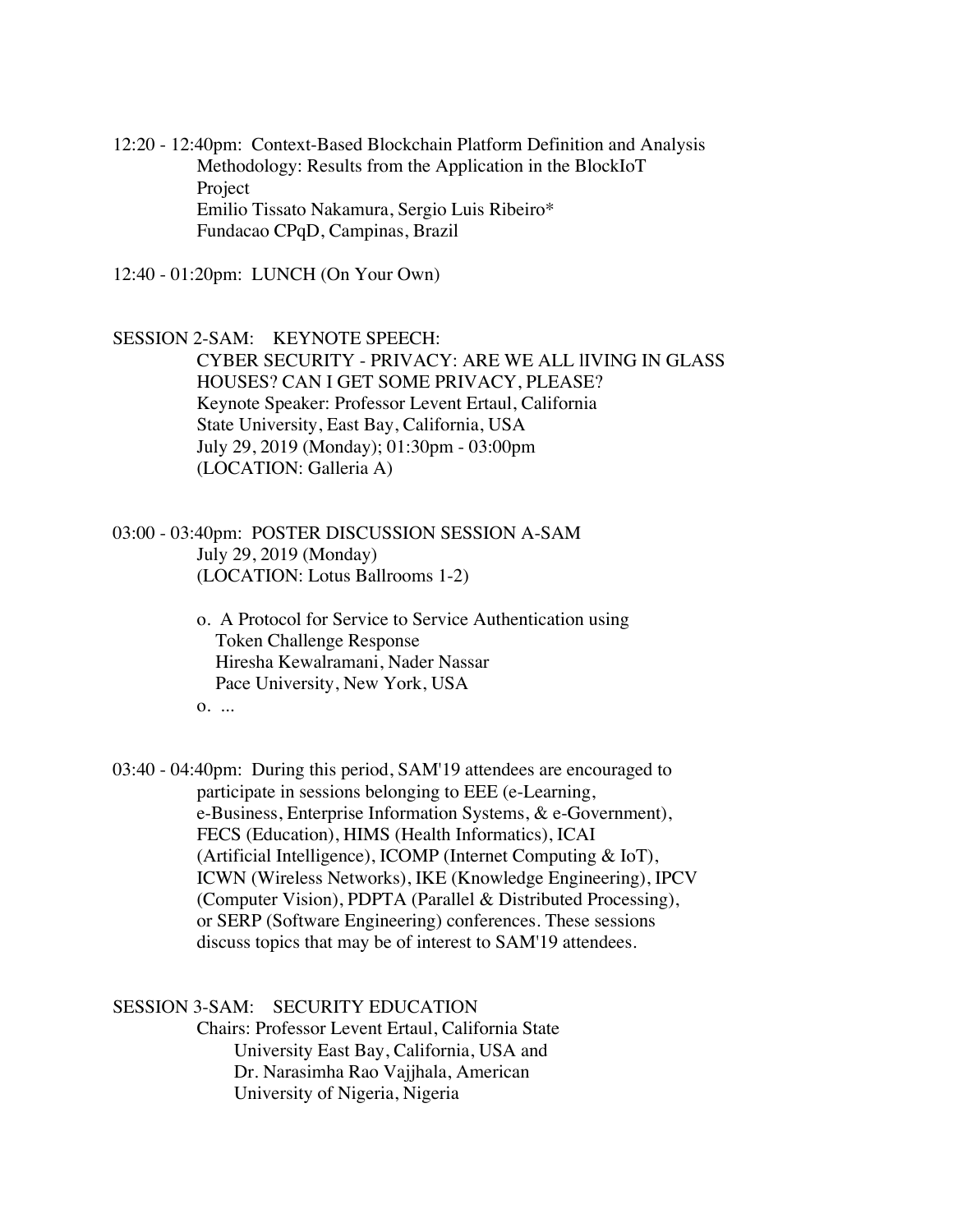12:20 - 12:40pm: Context-Based Blockchain Platform Definition and Analysis Methodology: Results from the Application in the BlockIoT Project
Emilio Tissato Nakamura, Sergio Luis Ribeiro*
Fundacao CPqD, Campinas, Brazil

12:40 - 01:20pm: LUNCH (On Your Own)

SESSION 2-SAM: KEYNOTE SPEECH:
CYBER SECURITY - PRIVACY: ARE WE ALL lIVING IN GLASS HOUSES? CAN I GET SOME PRIVACY, PLEASE?
Keynote Speaker: Professor Levent Ertaul, California State University, East Bay, California, USA
July 29, 2019 (Monday); 01:30pm - 03:00pm
(LOCATION: Galleria A)

03:00 - 03:40pm: POSTER DISCUSSION SESSION A-SAM
July 29, 2019 (Monday)
(LOCATION: Lotus Ballrooms 1-2)

- o. A Protocol for Service to Service Authentication using Token Challenge Response
  Hiresha Kewalramani, Nader Nassar
  Pace University, New York, USA
- o. ...

03:40 - 04:40pm: During this period, SAM'19 attendees are encouraged to participate in sessions belonging to EEE (e-Learning, e-Business, Enterprise Information Systems, & e-Government), FECS (Education), HIMS (Health Informatics), ICAI (Artificial Intelligence), ICOMP (Internet Computing & IoT), ICWN (Wireless Networks), IKE (Knowledge Engineering), IPCV (Computer Vision), PDPTA (Parallel & Distributed Processing), or SERP (Software Engineering) conferences. These sessions discuss topics that may be of interest to SAM'19 attendees.

SESSION 3-SAM: SECURITY EDUCATION
Chairs: Professor Levent Ertaul, California State University East Bay, California, USA and Dr. Narasimha Rao Vajjhala, American University of Nigeria, Nigeria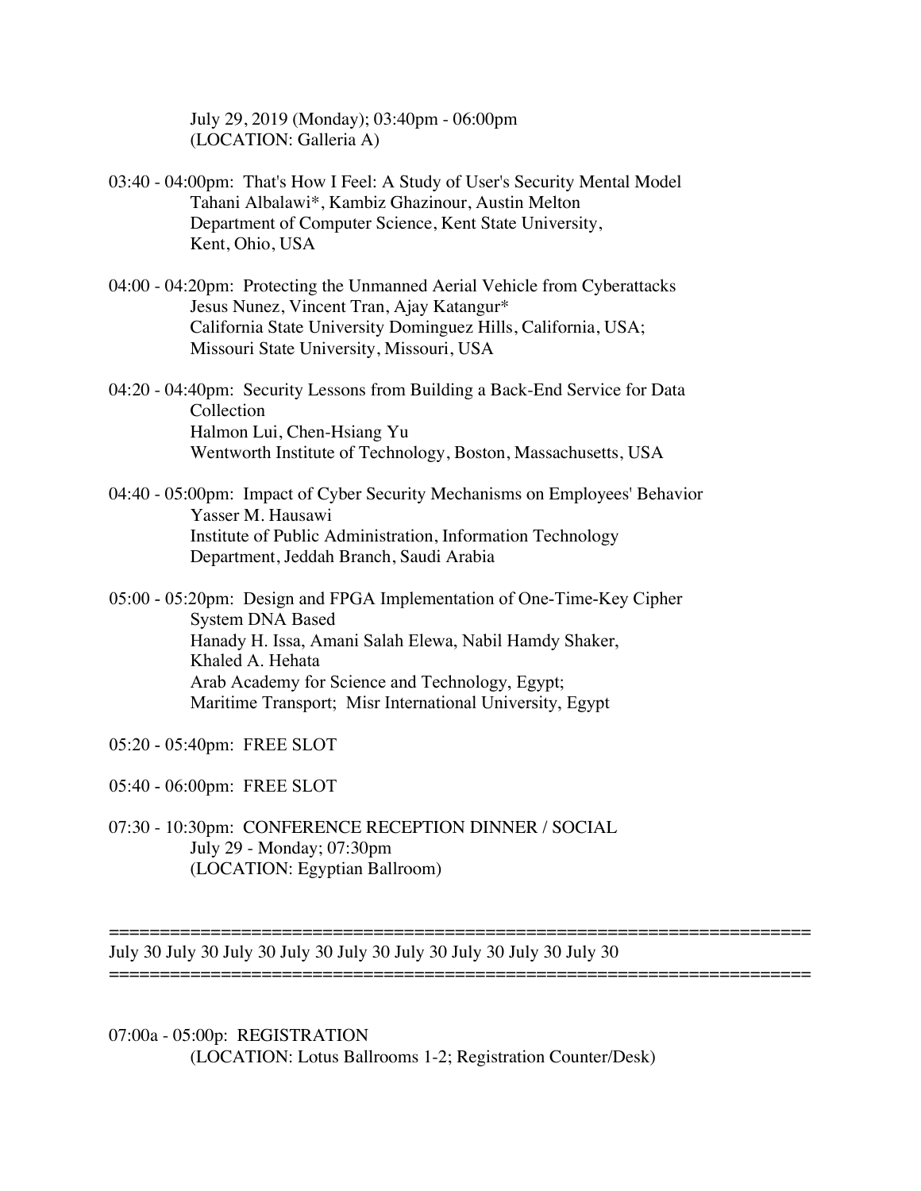July 29, 2019 (Monday); 03:40pm - 06:00pm
(LOCATION: Galleria A)

03:40 - 04:00pm: That's How I Feel: A Study of User's Security Mental Model
Tahani Albalawi*, Kambiz Ghazinour, Austin Melton
Department of Computer Science, Kent State University,
Kent, Ohio, USA

04:00 - 04:20pm: Protecting the Unmanned Aerial Vehicle from Cyberattacks
Jesus Nunez, Vincent Tran, Ajay Katangur*
California State University Dominguez Hills, California, USA;
Missouri State University, Missouri, USA

04:20 - 04:40pm: Security Lessons from Building a Back-End Service for Data Collection
Halmon Lui, Chen-Hsiang Yu
Wentworth Institute of Technology, Boston, Massachusetts, USA

04:40 - 05:00pm: Impact of Cyber Security Mechanisms on Employees' Behavior
Yasser M. Hausawi
Institute of Public Administration, Information Technology
Department, Jeddah Branch, Saudi Arabia

05:00 - 05:20pm: Design and FPGA Implementation of One-Time-Key Cipher System DNA Based
Hanady H. Issa, Amani Salah Elewa, Nabil Hamdy Shaker,
Khaled A. Hehata
Arab Academy for Science and Technology, Egypt;
Maritime Transport; Misr International University, Egypt

05:20 - 05:40pm: FREE SLOT

05:40 - 06:00pm: FREE SLOT

07:30 - 10:30pm: CONFERENCE RECEPTION DINNER / SOCIAL
July 29 - Monday; 07:30pm
(LOCATION: Egyptian Ballroom)

=====================================================================
July 30 July 30 July 30 July 30 July 30 July 30 July 30 July 30 July 30
=====================================================================

07:00a - 05:00p: REGISTRATION
(LOCATION: Lotus Ballrooms 1-2; Registration Counter/Desk)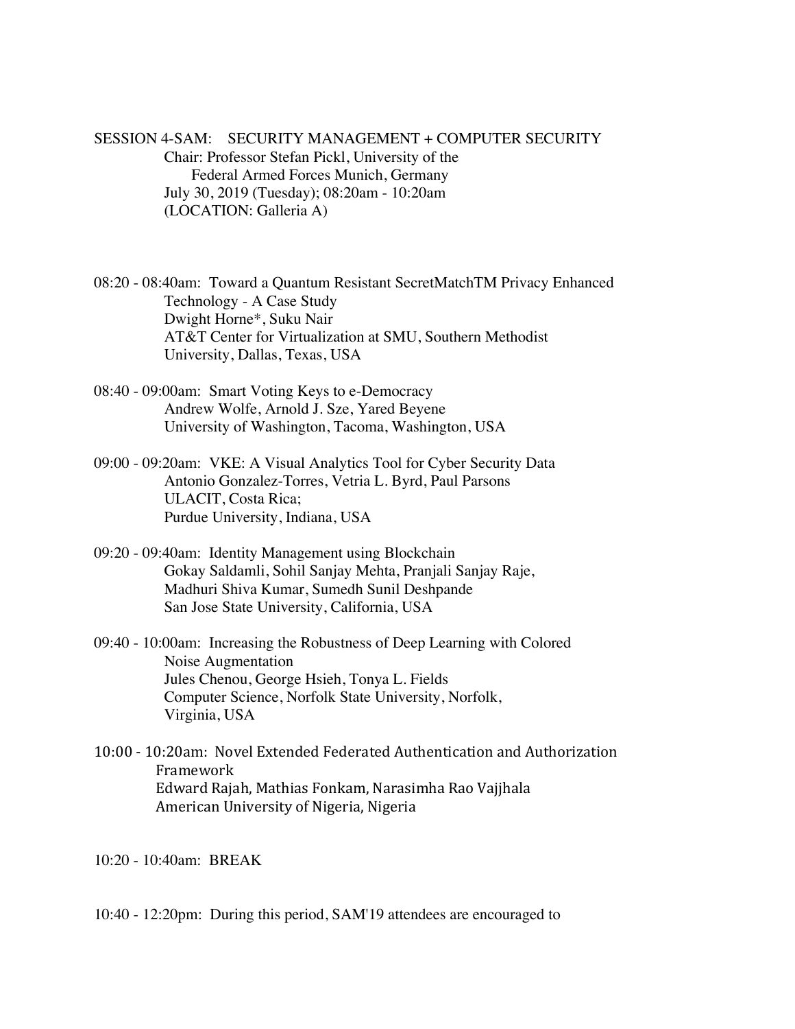SESSION 4-SAM: SECURITY MANAGEMENT + COMPUTER SECURITY
Chair: Professor Stefan Pickl, University of the Federal Armed Forces Munich, Germany
July 30, 2019 (Tuesday); 08:20am - 10:20am
(LOCATION: Galleria A)

08:20 - 08:40am: Toward a Quantum Resistant SecretMatchTM Privacy Enhanced Technology - A Case Study
Dwight Horne*, Suku Nair
AT&T Center for Virtualization at SMU, Southern Methodist University, Dallas, Texas, USA

08:40 - 09:00am: Smart Voting Keys to e-Democracy
Andrew Wolfe, Arnold J. Sze, Yared Beyene
University of Washington, Tacoma, Washington, USA

09:00 - 09:20am: VKE: A Visual Analytics Tool for Cyber Security Data
Antonio Gonzalez-Torres, Vetria L. Byrd, Paul Parsons
ULACIT, Costa Rica;
Purdue University, Indiana, USA

09:20 - 09:40am: Identity Management using Blockchain
Gokay Saldamli, Sohil Sanjay Mehta, Pranjali Sanjay Raje, Madhuri Shiva Kumar, Sumedh Sunil Deshpande
San Jose State University, California, USA

09:40 - 10:00am: Increasing the Robustness of Deep Learning with Colored Noise Augmentation
Jules Chenou, George Hsieh, Tonya L. Fields
Computer Science, Norfolk State University, Norfolk, Virginia, USA

10:00 - 10:20am: Novel Extended Federated Authentication and Authorization Framework
Edward Rajah, Mathias Fonkam, Narasimha Rao Vajjhala
American University of Nigeria, Nigeria

10:20 - 10:40am: BREAK

10:40 - 12:20pm: During this period, SAM'19 attendees are encouraged to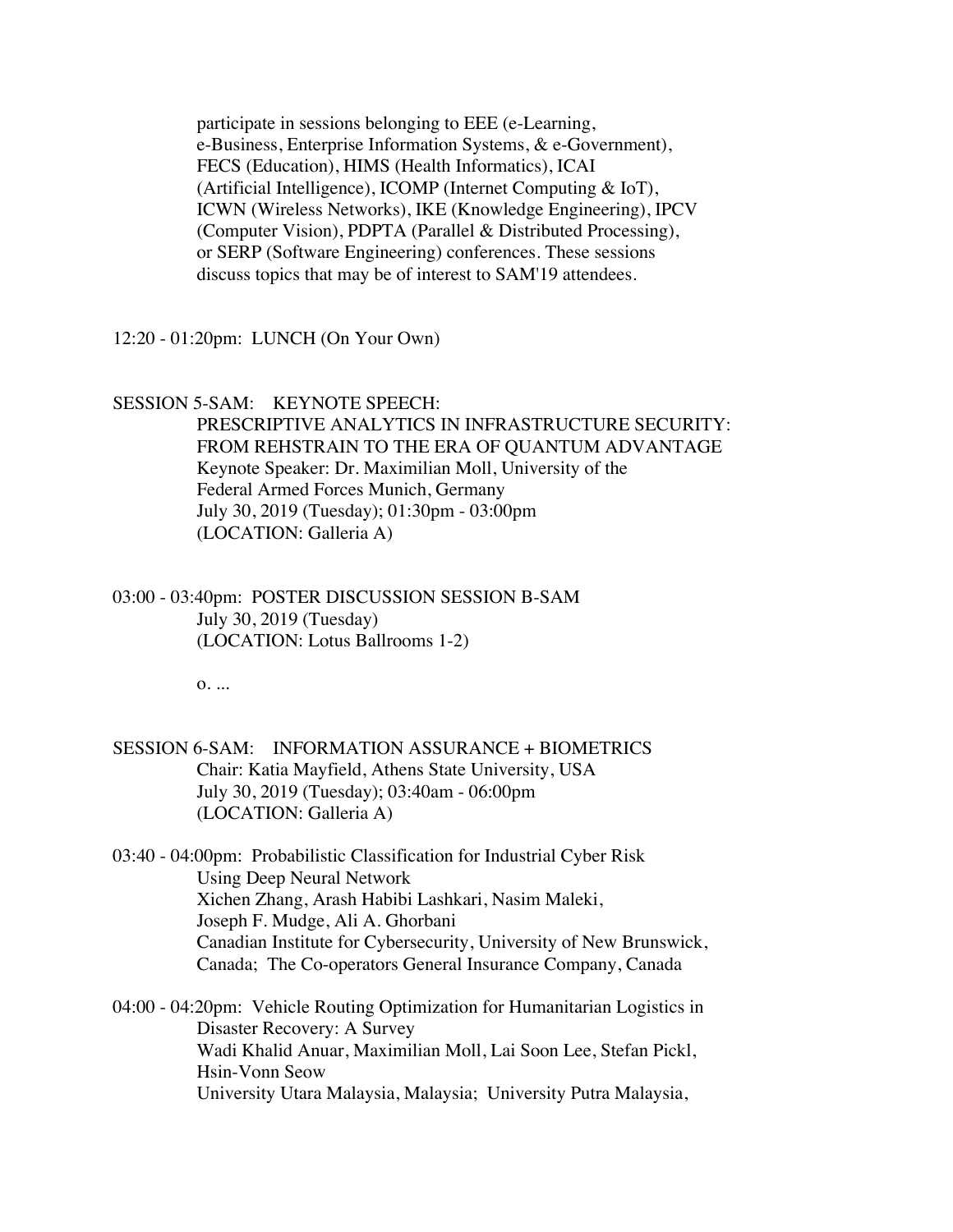participate in sessions belonging to EEE (e-Learning, e-Business, Enterprise Information Systems, & e-Government), FECS (Education), HIMS (Health Informatics), ICAI (Artificial Intelligence), ICOMP (Internet Computing & IoT), ICWN (Wireless Networks), IKE (Knowledge Engineering), IPCV (Computer Vision), PDPTA (Parallel & Distributed Processing), or SERP (Software Engineering) conferences. These sessions discuss topics that may be of interest to SAM'19 attendees.

12:20 - 01:20pm: LUNCH (On Your Own)

SESSION 5-SAM: KEYNOTE SPEECH:
PRESCRIPTIVE ANALYTICS IN INFRASTRUCTURE SECURITY: FROM REHSTRAIN TO THE ERA OF QUANTUM ADVANTAGE
Keynote Speaker: Dr. Maximilian Moll, University of the Federal Armed Forces Munich, Germany
July 30, 2019 (Tuesday); 01:30pm - 03:00pm
(LOCATION: Galleria A)

03:00 - 03:40pm: POSTER DISCUSSION SESSION B-SAM
July 30, 2019 (Tuesday)
(LOCATION: Lotus Ballrooms 1-2)

o. ...

SESSION 6-SAM: INFORMATION ASSURANCE + BIOMETRICS
Chair: Katia Mayfield, Athens State University, USA
July 30, 2019 (Tuesday); 03:40am - 06:00pm
(LOCATION: Galleria A)

03:40 - 04:00pm: Probabilistic Classification for Industrial Cyber Risk Using Deep Neural Network
Xichen Zhang, Arash Habibi Lashkari, Nasim Maleki, Joseph F. Mudge, Ali A. Ghorbani
Canadian Institute for Cybersecurity, University of New Brunswick, Canada; The Co-operators General Insurance Company, Canada

04:00 - 04:20pm: Vehicle Routing Optimization for Humanitarian Logistics in Disaster Recovery: A Survey
Wadi Khalid Anuar, Maximilian Moll, Lai Soon Lee, Stefan Pickl, Hsin-Vonn Seow
University Utara Malaysia, Malaysia; University Putra Malaysia,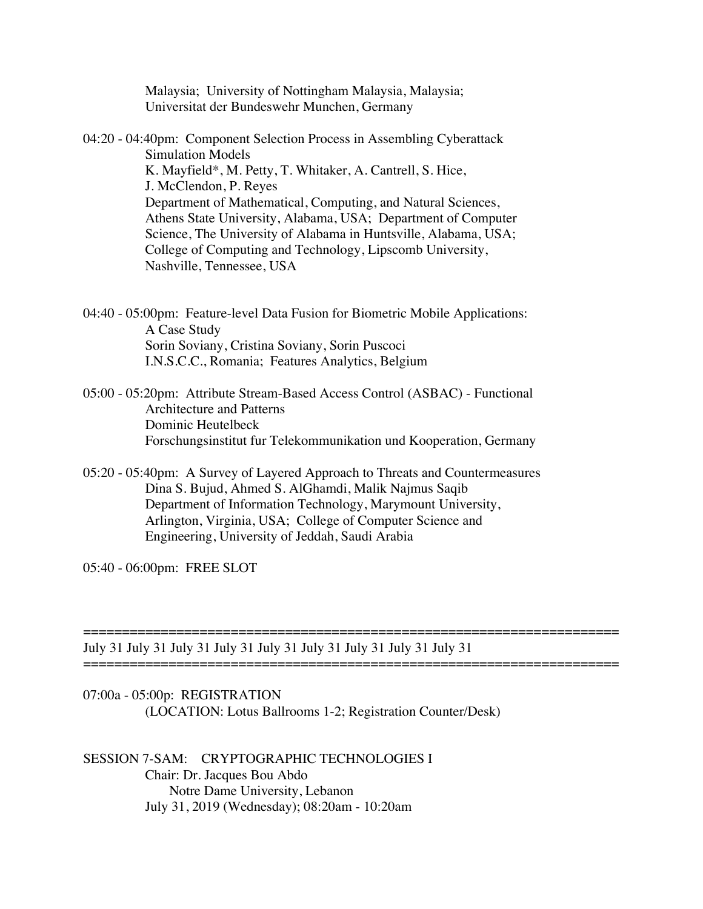Malaysia; University of Nottingham Malaysia, Malaysia;
Universitat der Bundeswehr Munchen, Germany

04:20 - 04:40pm: Component Selection Process in Assembling Cyberattack Simulation Models
K. Mayfield*, M. Petty, T. Whitaker, A. Cantrell, S. Hice, J. McClendon, P. Reyes
Department of Mathematical, Computing, and Natural Sciences, Athens State University, Alabama, USA; Department of Computer Science, The University of Alabama in Huntsville, Alabama, USA; College of Computing and Technology, Lipscomb University, Nashville, Tennessee, USA

04:40 - 05:00pm: Feature-level Data Fusion for Biometric Mobile Applications: A Case Study
Sorin Soviany, Cristina Soviany, Sorin Puscoci
I.N.S.C.C., Romania; Features Analytics, Belgium

05:00 - 05:20pm: Attribute Stream-Based Access Control (ASBAC) - Functional Architecture and Patterns
Dominic Heutelbeck
Forschungsinstitut fur Telekommunikation und Kooperation, Germany

05:20 - 05:40pm: A Survey of Layered Approach to Threats and Countermeasures
Dina S. Bujud, Ahmed S. AlGhamdi, Malik Najmus Saqib
Department of Information Technology, Marymount University, Arlington, Virginia, USA; College of Computer Science and Engineering, University of Jeddah, Saudi Arabia

05:40 - 06:00pm: FREE SLOT

=====================================================================
July 31 July 31 July 31 July 31 July 31 July 31 July 31 July 31 July 31
=====================================================================

07:00a - 05:00p: REGISTRATION
(LOCATION: Lotus Ballrooms 1-2; Registration Counter/Desk)

SESSION 7-SAM: CRYPTOGRAPHIC TECHNOLOGIES I
Chair: Dr. Jacques Bou Abdo
Notre Dame University, Lebanon
July 31, 2019 (Wednesday); 08:20am - 10:20am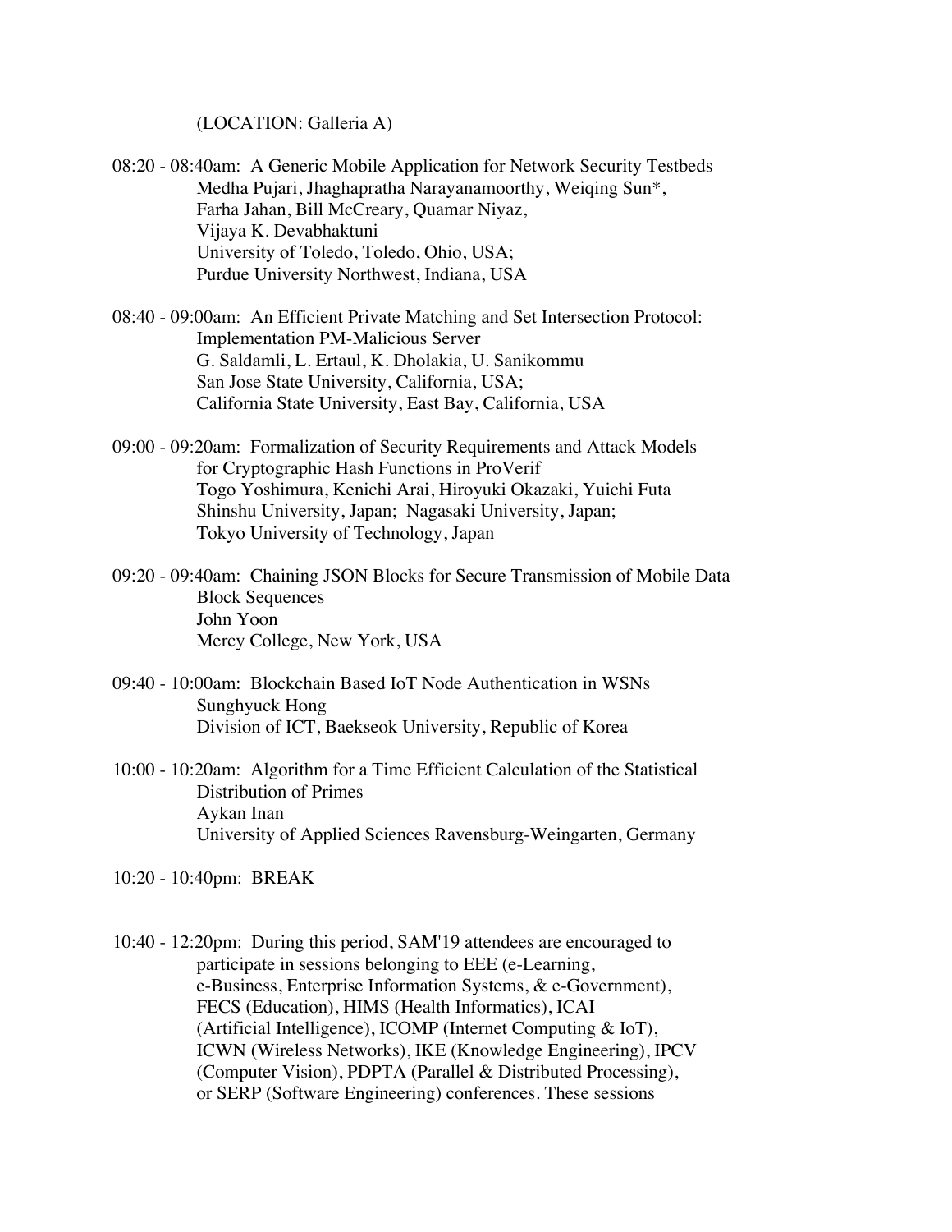(LOCATION: Galleria A)

08:20 - 08:40am: A Generic Mobile Application for Network Security Testbeds
Medha Pujari, Jhaghapratha Narayanamoorthy, Weiqing Sun*,
Farha Jahan, Bill McCreary, Quamar Niyaz,
Vijaya K. Devabhaktuni
University of Toledo, Toledo, Ohio, USA;
Purdue University Northwest, Indiana, USA

08:40 - 09:00am: An Efficient Private Matching and Set Intersection Protocol:
Implementation PM-Malicious Server
G. Saldamli, L. Ertaul, K. Dholakia, U. Sanikommu
San Jose State University, California, USA;
California State University, East Bay, California, USA

09:00 - 09:20am: Formalization of Security Requirements and Attack Models
for Cryptographic Hash Functions in ProVerif
Togo Yoshimura, Kenichi Arai, Hiroyuki Okazaki, Yuichi Futa
Shinshu University, Japan; Nagasaki University, Japan;
Tokyo University of Technology, Japan

09:20 - 09:40am: Chaining JSON Blocks for Secure Transmission of Mobile Data
Block Sequences
John Yoon
Mercy College, New York, USA

09:40 - 10:00am: Blockchain Based IoT Node Authentication in WSNs
Sunghyuck Hong
Division of ICT, Baekseok University, Republic of Korea

10:00 - 10:20am: Algorithm for a Time Efficient Calculation of the Statistical
Distribution of Primes
Aykan Inan
University of Applied Sciences Ravensburg-Weingarten, Germany

10:20 - 10:40pm: BREAK

10:40 - 12:20pm: During this period, SAM'19 attendees are encouraged to
participate in sessions belonging to EEE (e-Learning,
e-Business, Enterprise Information Systems, & e-Government),
FECS (Education), HIMS (Health Informatics), ICAI
(Artificial Intelligence), ICOMP (Internet Computing & IoT),
ICWN (Wireless Networks), IKE (Knowledge Engineering), IPCV
(Computer Vision), PDPTA (Parallel & Distributed Processing),
or SERP (Software Engineering) conferences. These sessions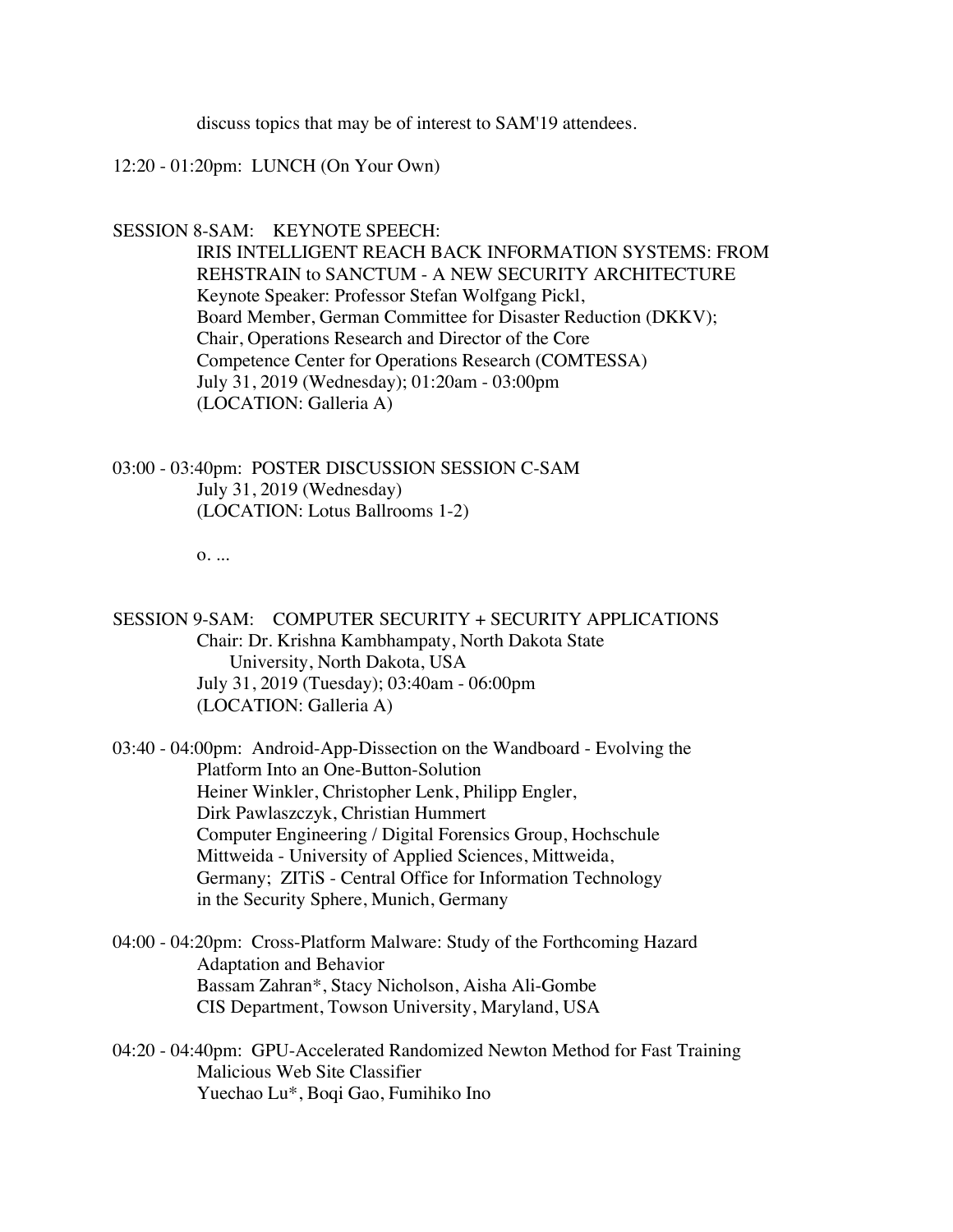discuss topics that may be of interest to SAM'19 attendees.

12:20 - 01:20pm: LUNCH (On Your Own)

SESSION 8-SAM: KEYNOTE SPEECH:
IRIS INTELLIGENT REACH BACK INFORMATION SYSTEMS: FROM REHSTRAIN to SANCTUM - A NEW SECURITY ARCHITECTURE
Keynote Speaker: Professor Stefan Wolfgang Pickl,
Board Member, German Committee for Disaster Reduction (DKKV);
Chair, Operations Research and Director of the Core
Competence Center for Operations Research (COMTESSA)
July 31, 2019 (Wednesday); 01:20am - 03:00pm
(LOCATION: Galleria A)

03:00 - 03:40pm: POSTER DISCUSSION SESSION C-SAM
July 31, 2019 (Wednesday)
(LOCATION: Lotus Ballrooms 1-2)

o. ...

SESSION 9-SAM: COMPUTER SECURITY + SECURITY APPLICATIONS
Chair: Dr. Krishna Kambhampaty, North Dakota State
University, North Dakota, USA
July 31, 2019 (Tuesday); 03:40am - 06:00pm
(LOCATION: Galleria A)

03:40 - 04:00pm: Android-App-Dissection on the Wandboard - Evolving the Platform Into an One-Button-Solution
Heiner Winkler, Christopher Lenk, Philipp Engler,
Dirk Pawlaszczyk, Christian Hummert
Computer Engineering / Digital Forensics Group, Hochschule Mittweida - University of Applied Sciences, Mittweida, Germany; ZITiS - Central Office for Information Technology in the Security Sphere, Munich, Germany

04:00 - 04:20pm: Cross-Platform Malware: Study of the Forthcoming Hazard Adaptation and Behavior
Bassam Zahran*, Stacy Nicholson, Aisha Ali-Gombe
CIS Department, Towson University, Maryland, USA

04:20 - 04:40pm: GPU-Accelerated Randomized Newton Method for Fast Training Malicious Web Site Classifier
Yuechao Lu*, Boqi Gao, Fumihiko Ino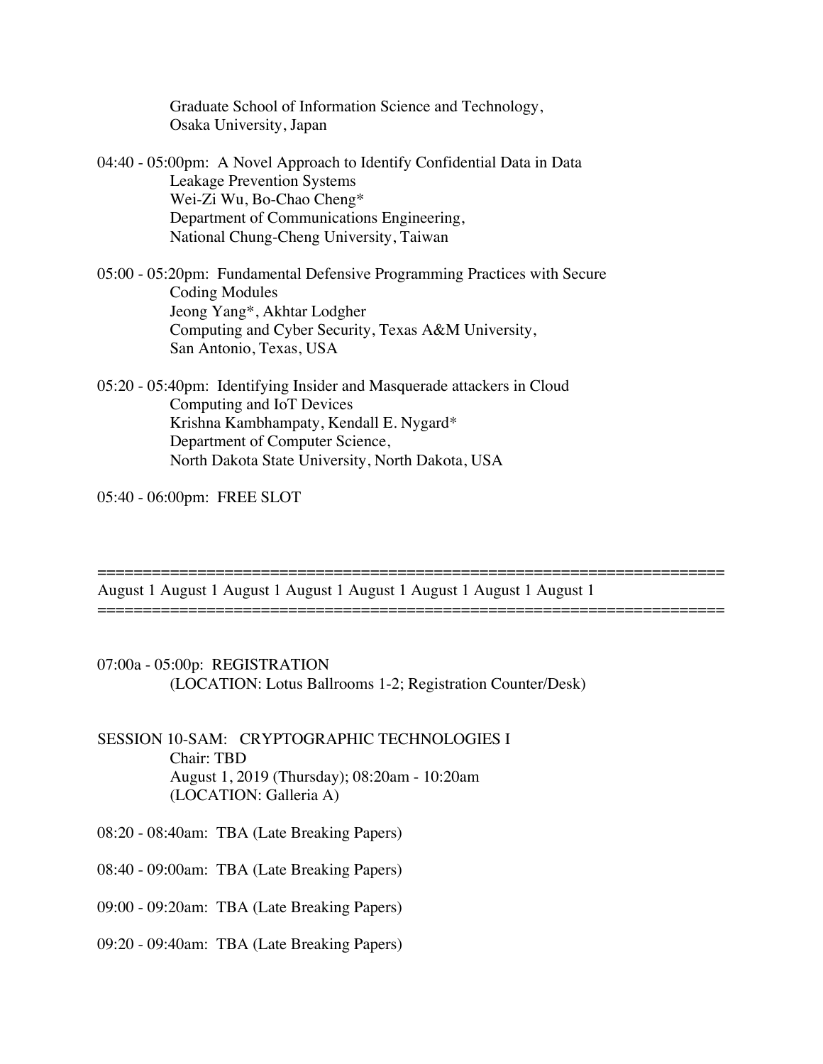Graduate School of Information Science and Technology,
Osaka University, Japan

04:40 - 05:00pm: A Novel Approach to Identify Confidential Data in Data Leakage Prevention Systems
Wei-Zi Wu, Bo-Chao Cheng*
Department of Communications Engineering,
National Chung-Cheng University, Taiwan

05:00 - 05:20pm: Fundamental Defensive Programming Practices with Secure Coding Modules
Jeong Yang*, Akhtar Lodgher
Computing and Cyber Security, Texas A&M University,
San Antonio, Texas, USA

05:20 - 05:40pm: Identifying Insider and Masquerade attackers in Cloud Computing and IoT Devices
Krishna Kambhampaty, Kendall E. Nygard*
Department of Computer Science,
North Dakota State University, North Dakota, USA

05:40 - 06:00pm: FREE SLOT

==================================================================
August 1 August 1 August 1 August 1 August 1 August 1 August 1 August 1
==================================================================

07:00a - 05:00p: REGISTRATION
(LOCATION: Lotus Ballrooms 1-2; Registration Counter/Desk)

SESSION 10-SAM: CRYPTOGRAPHIC TECHNOLOGIES I
Chair: TBD
August 1, 2019 (Thursday); 08:20am - 10:20am
(LOCATION: Galleria A)

08:20 - 08:40am: TBA (Late Breaking Papers)

08:40 - 09:00am: TBA (Late Breaking Papers)

09:00 - 09:20am: TBA (Late Breaking Papers)

09:20 - 09:40am: TBA (Late Breaking Papers)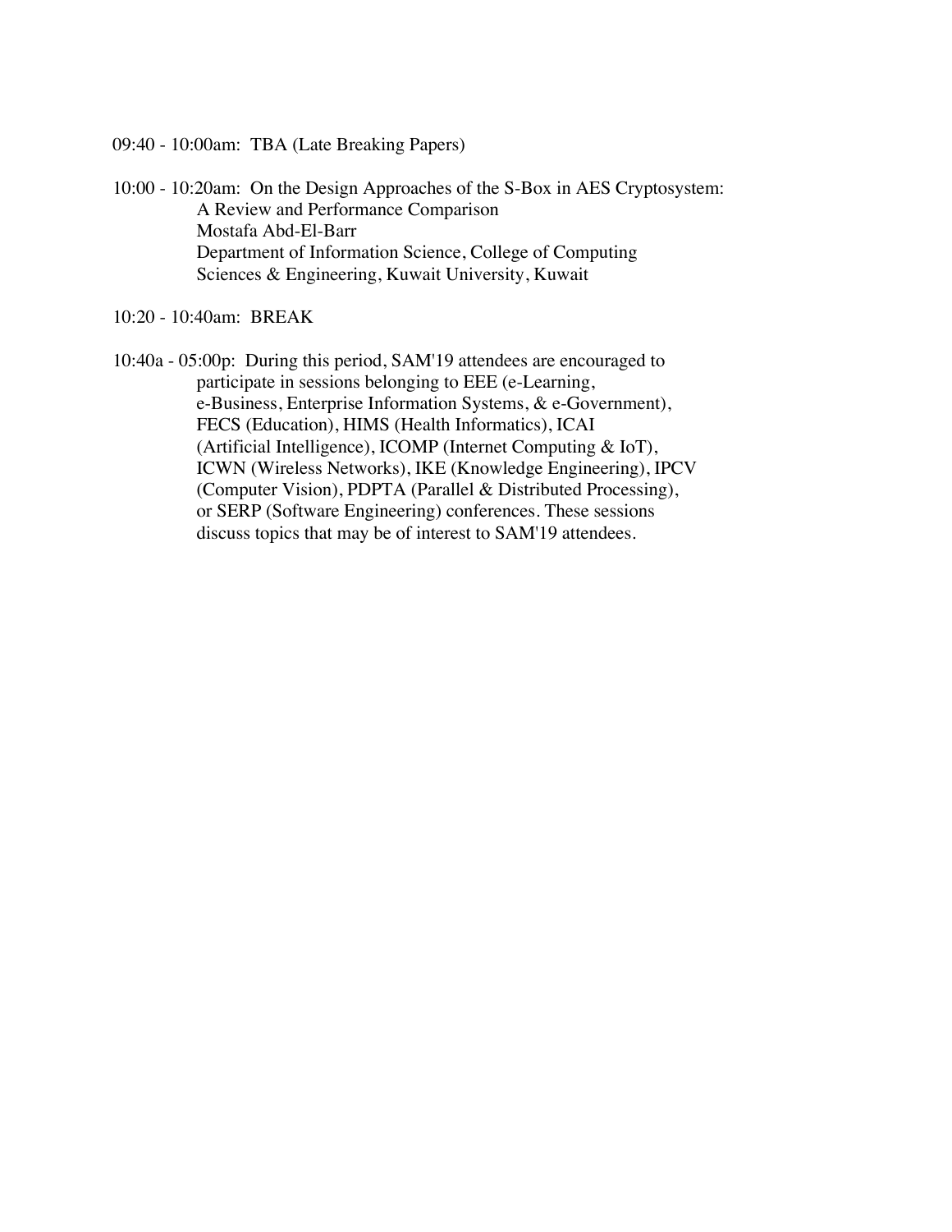09:40 - 10:00am: TBA (Late Breaking Papers)

10:00 - 10:20am: On the Design Approaches of the S-Box in AES Cryptosystem:
A Review and Performance Comparison
Mostafa Abd-El-Barr
Department of Information Science, College of Computing
Sciences & Engineering, Kuwait University, Kuwait

10:20 - 10:40am: BREAK

10:40a - 05:00p: During this period, SAM'19 attendees are encouraged to participate in sessions belonging to EEE (e-Learning, e-Business, Enterprise Information Systems, & e-Government), FECS (Education), HIMS (Health Informatics), ICAI (Artificial Intelligence), ICOMP (Internet Computing & IoT), ICWN (Wireless Networks), IKE (Knowledge Engineering), IPCV (Computer Vision), PDPTA (Parallel & Distributed Processing), or SERP (Software Engineering) conferences. These sessions discuss topics that may be of interest to SAM'19 attendees.